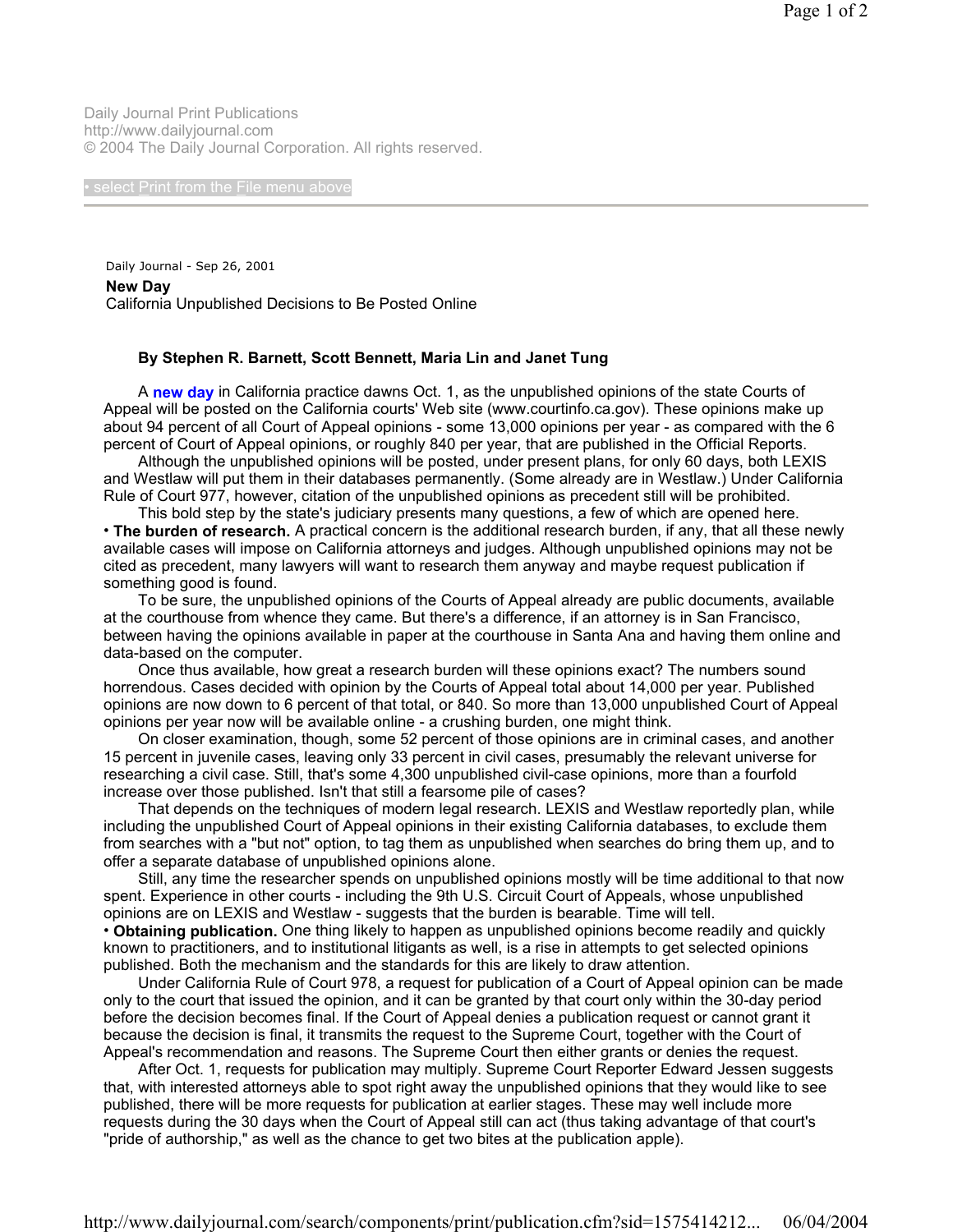Daily Journal Print Publications
http://www.dailyjournal.com
© 2004 The Daily Journal Corporation. All rights reserved.

• select Print from the File menu above

Daily Journal - Sep 26, 2001

**New Day**

California Unpublished Decisions to Be Posted Online

**By Stephen R. Barnett, Scott Bennett, Maria Lin and Janet Tung**

A **new day** in California practice dawns Oct. 1, as the unpublished opinions of the state Courts of Appeal will be posted on the California courts' Web site (www.courtinfo.ca.gov). These opinions make up about 94 percent of all Court of Appeal opinions - some 13,000 opinions per year - as compared with the 6 percent of Court of Appeal opinions, or roughly 840 per year, that are published in the Official Reports.

Although the unpublished opinions will be posted, under present plans, for only 60 days, both LEXIS and Westlaw will put them in their databases permanently. (Some already are in Westlaw.) Under California Rule of Court 977, however, citation of the unpublished opinions as precedent still will be prohibited.

This bold step by the state's judiciary presents many questions, a few of which are opened here.

• **The burden of research.** A practical concern is the additional research burden, if any, that all these newly available cases will impose on California attorneys and judges. Although unpublished opinions may not be cited as precedent, many lawyers will want to research them anyway and maybe request publication if something good is found.

To be sure, the unpublished opinions of the Courts of Appeal already are public documents, available at the courthouse from whence they came. But there's a difference, if an attorney is in San Francisco, between having the opinions available in paper at the courthouse in Santa Ana and having them online and data-based on the computer.

Once thus available, how great a research burden will these opinions exact? The numbers sound horrendous. Cases decided with opinion by the Courts of Appeal total about 14,000 per year. Published opinions are now down to 6 percent of that total, or 840. So more than 13,000 unpublished Court of Appeal opinions per year now will be available online - a crushing burden, one might think.

On closer examination, though, some 52 percent of those opinions are in criminal cases, and another 15 percent in juvenile cases, leaving only 33 percent in civil cases, presumably the relevant universe for researching a civil case. Still, that's some 4,300 unpublished civil-case opinions, more than a fourfold increase over those published. Isn't that still a fearsome pile of cases?

That depends on the techniques of modern legal research. LEXIS and Westlaw reportedly plan, while including the unpublished Court of Appeal opinions in their existing California databases, to exclude them from searches with a "but not" option, to tag them as unpublished when searches do bring them up, and to offer a separate database of unpublished opinions alone.

Still, any time the researcher spends on unpublished opinions mostly will be time additional to that now spent. Experience in other courts - including the 9th U.S. Circuit Court of Appeals, whose unpublished opinions are on LEXIS and Westlaw - suggests that the burden is bearable. Time will tell.

• **Obtaining publication.** One thing likely to happen as unpublished opinions become readily and quickly known to practitioners, and to institutional litigants as well, is a rise in attempts to get selected opinions published. Both the mechanism and the standards for this are likely to draw attention.

Under California Rule of Court 978, a request for publication of a Court of Appeal opinion can be made only to the court that issued the opinion, and it can be granted by that court only within the 30-day period before the decision becomes final. If the Court of Appeal denies a publication request or cannot grant it because the decision is final, it transmits the request to the Supreme Court, together with the Court of Appeal's recommendation and reasons. The Supreme Court then either grants or denies the request.

After Oct. 1, requests for publication may multiply. Supreme Court Reporter Edward Jessen suggests that, with interested attorneys able to spot right away the unpublished opinions that they would like to see published, there will be more requests for publication at earlier stages. These may well include more requests during the 30 days when the Court of Appeal still can act (thus taking advantage of that court's "pride of authorship," as well as the chance to get two bites at the publication apple).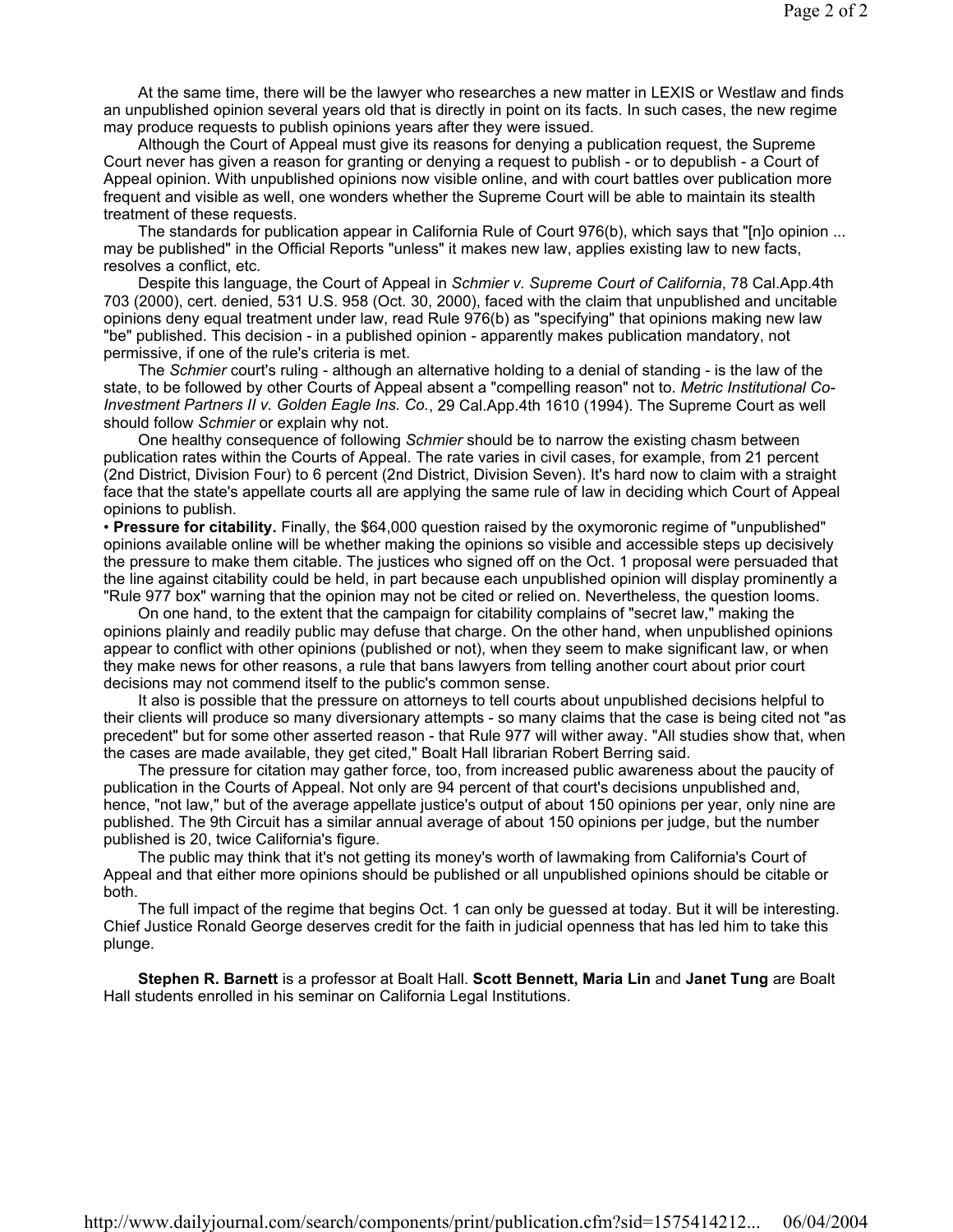At the same time, there will be the lawyer who researches a new matter in LEXIS or Westlaw and finds an unpublished opinion several years old that is directly in point on its facts. In such cases, the new regime may produce requests to publish opinions years after they were issued.

Although the Court of Appeal must give its reasons for denying a publication request, the Supreme Court never has given a reason for granting or denying a request to publish - or to depublish - a Court of Appeal opinion. With unpublished opinions now visible online, and with court battles over publication more frequent and visible as well, one wonders whether the Supreme Court will be able to maintain its stealth treatment of these requests.

The standards for publication appear in California Rule of Court 976(b), which says that "[n]o opinion ... may be published" in the Official Reports "unless" it makes new law, applies existing law to new facts, resolves a conflict, etc.

Despite this language, the Court of Appeal in *Schmier v. Supreme Court of California*, 78 Cal.App.4th 703 (2000), cert. denied, 531 U.S. 958 (Oct. 30, 2000), faced with the claim that unpublished and uncitable opinions deny equal treatment under law, read Rule 976(b) as "specifying" that opinions making new law "be" published. This decision - in a published opinion - apparently makes publication mandatory, not permissive, if one of the rule's criteria is met.

The *Schmier* court's ruling - although an alternative holding to a denial of standing - is the law of the state, to be followed by other Courts of Appeal absent a "compelling reason" not to. *Metric Institutional Co-Investment Partners II v. Golden Eagle Ins. Co.*, 29 Cal.App.4th 1610 (1994). The Supreme Court as well should follow *Schmier* or explain why not.

One healthy consequence of following *Schmier* should be to narrow the existing chasm between publication rates within the Courts of Appeal. The rate varies in civil cases, for example, from 21 percent (2nd District, Division Four) to 6 percent (2nd District, Division Seven). It's hard now to claim with a straight face that the state's appellate courts all are applying the same rule of law in deciding which Court of Appeal opinions to publish.

• **Pressure for citability.** Finally, the $64,000 question raised by the oxymoronic regime of "unpublished" opinions available online will be whether making the opinions so visible and accessible steps up decisively the pressure to make them citable. The justices who signed off on the Oct. 1 proposal were persuaded that the line against citability could be held, in part because each unpublished opinion will display prominently a "Rule 977 box" warning that the opinion may not be cited or relied on. Nevertheless, the question looms.

On one hand, to the extent that the campaign for citability complains of "secret law," making the opinions plainly and readily public may defuse that charge. On the other hand, when unpublished opinions appear to conflict with other opinions (published or not), when they seem to make significant law, or when they make news for other reasons, a rule that bans lawyers from telling another court about prior court decisions may not commend itself to the public's common sense.

It also is possible that the pressure on attorneys to tell courts about unpublished decisions helpful to their clients will produce so many diversionary attempts - so many claims that the case is being cited not "as precedent" but for some other asserted reason - that Rule 977 will wither away. "All studies show that, when the cases are made available, they get cited," Boalt Hall librarian Robert Berring said.

The pressure for citation may gather force, too, from increased public awareness about the paucity of publication in the Courts of Appeal. Not only are 94 percent of that court's decisions unpublished and, hence, "not law," but of the average appellate justice's output of about 150 opinions per year, only nine are published. The 9th Circuit has a similar annual average of about 150 opinions per judge, but the number published is 20, twice California's figure.

The public may think that it's not getting its money's worth of lawmaking from California's Court of Appeal and that either more opinions should be published or all unpublished opinions should be citable or both.

The full impact of the regime that begins Oct. 1 can only be guessed at today. But it will be interesting. Chief Justice Ronald George deserves credit for the faith in judicial openness that has led him to take this plunge.

**Stephen R. Barnett** is a professor at Boalt Hall. **Scott Bennett, Maria Lin** and **Janet Tung** are Boalt Hall students enrolled in his seminar on California Legal Institutions.